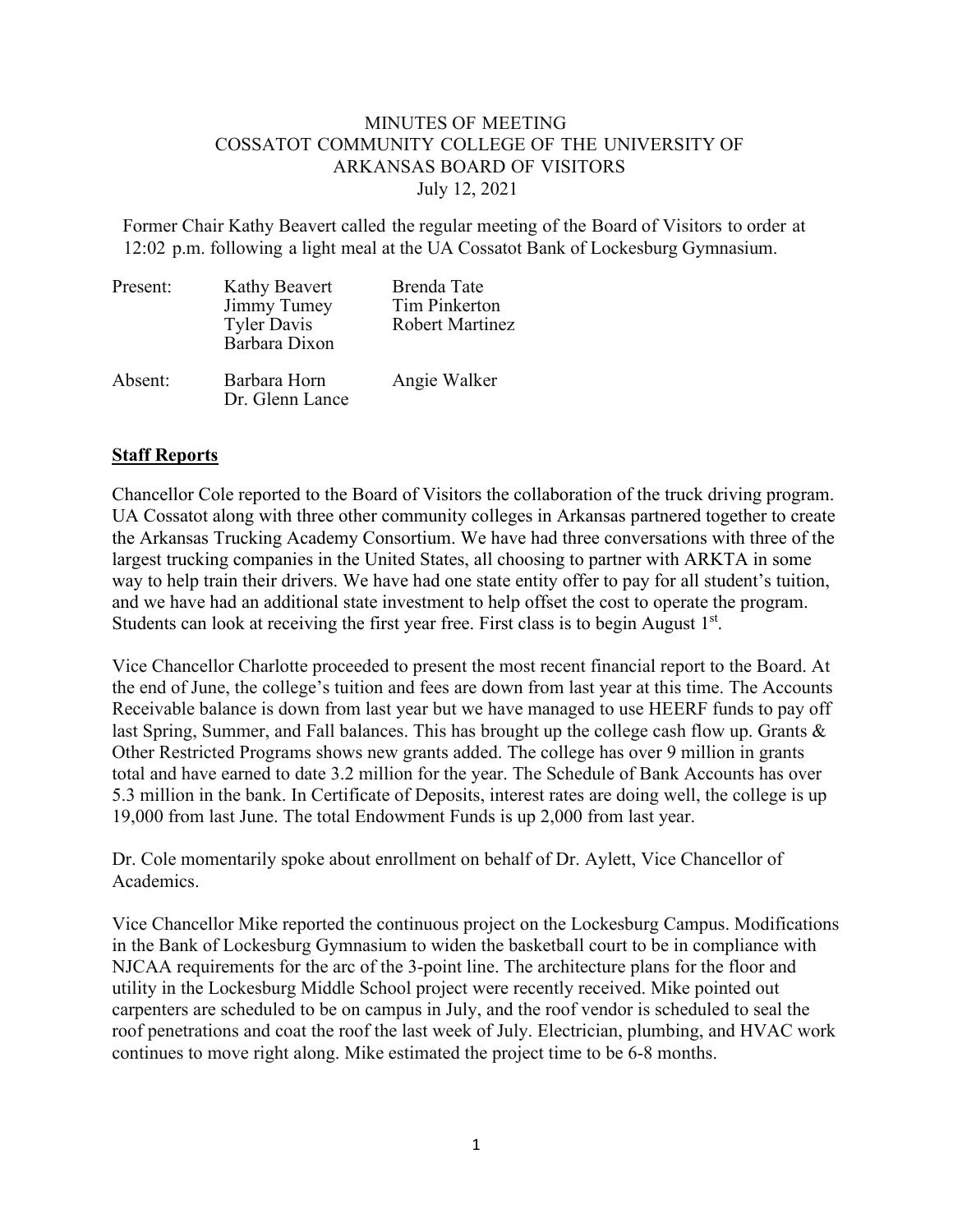MINUTES OF MEETING
COSSATOT COMMUNITY COLLEGE OF THE UNIVERSITY OF ARKANSAS BOARD OF VISITORS
July 12, 2021

Former Chair Kathy Beavert called the regular meeting of the Board of Visitors to order at 12:02 p.m. following a light meal at the UA Cossatot Bank of Lockesburg Gymnasium.

| | | |
|---|---|---|
| Present: | Kathy Beavert | Brenda Tate |
| | Jimmy Tumey | Tim Pinkerton |
| | Tyler Davis | Robert Martinez |
| | Barbara Dixon | |
| Absent: | Barbara Horn | Angie Walker |
| | Dr. Glenn Lance | |

## Staff Reports

Chancellor Cole reported to the Board of Visitors the collaboration of the truck driving program. UA Cossatot along with three other community colleges in Arkansas partnered together to create the Arkansas Trucking Academy Consortium. We have had three conversations with three of the largest trucking companies in the United States, all choosing to partner with ARKTA in some way to help train their drivers. We have had one state entity offer to pay for all student's tuition, and we have had an additional state investment to help offset the cost to operate the program. Students can look at receiving the first year free. First class is to begin August 1st.

Vice Chancellor Charlotte proceeded to present the most recent financial report to the Board. At the end of June, the college's tuition and fees are down from last year at this time. The Accounts Receivable balance is down from last year but we have managed to use HEERF funds to pay off last Spring, Summer, and Fall balances. This has brought up the college cash flow up. Grants & Other Restricted Programs shows new grants added. The college has over 9 million in grants total and have earned to date 3.2 million for the year. The Schedule of Bank Accounts has over 5.3 million in the bank. In Certificate of Deposits, interest rates are doing well, the college is up 19,000 from last June. The total Endowment Funds is up 2,000 from last year.

Dr. Cole momentarily spoke about enrollment on behalf of Dr. Aylett, Vice Chancellor of Academics.

Vice Chancellor Mike reported the continuous project on the Lockesburg Campus. Modifications in the Bank of Lockesburg Gymnasium to widen the basketball court to be in compliance with NJCAA requirements for the arc of the 3-point line. The architecture plans for the floor and utility in the Lockesburg Middle School project were recently received. Mike pointed out carpenters are scheduled to be on campus in July, and the roof vendor is scheduled to seal the roof penetrations and coat the roof the last week of July. Electrician, plumbing, and HVAC work continues to move right along. Mike estimated the project time to be 6-8 months.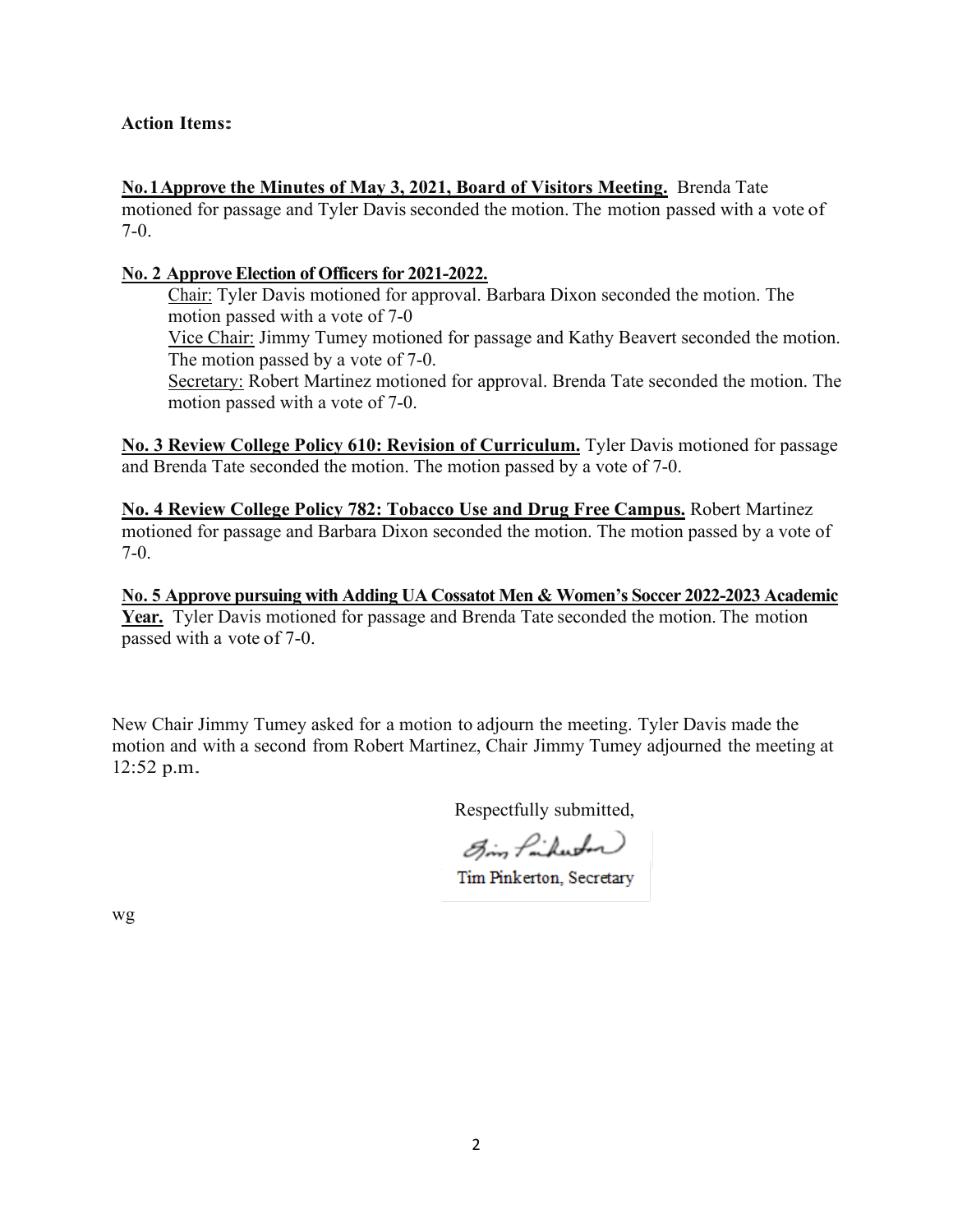**Action Items:**

**No. 1 Approve the Minutes of May 3, 2021, Board of Visitors Meeting.** Brenda Tate motioned for passage and Tyler Davis seconded the motion. The motion passed with a vote of 7-0.

**No. 2 Approve Election of Officers for 2021-2022.**

Chair: Tyler Davis motioned for approval. Barbara Dixon seconded the motion. The motion passed with a vote of 7-0

Vice Chair: Jimmy Tumey motioned for passage and Kathy Beavert seconded the motion. The motion passed by a vote of 7-0.

Secretary: Robert Martinez motioned for approval. Brenda Tate seconded the motion. The motion passed with a vote of 7-0.

**No. 3 Review College Policy 610: Revision of Curriculum.** Tyler Davis motioned for passage and Brenda Tate seconded the motion. The motion passed by a vote of 7-0.

**No. 4 Review College Policy 782: Tobacco Use and Drug Free Campus.** Robert Martinez motioned for passage and Barbara Dixon seconded the motion. The motion passed by a vote of 7-0.

**No. 5 Approve pursuing with Adding UA Cossatot Men & Women's Soccer 2022-2023 Academic Year.** Tyler Davis motioned for passage and Brenda Tate seconded the motion. The motion passed with a vote of 7-0.

New Chair Jimmy Tumey asked for a motion to adjourn the meeting. Tyler Davis made the motion and with a second from Robert Martinez, Chair Jimmy Tumey adjourned the meeting at 12:52 p.m.

Respectfully submitted,

Tim Pinkerton, Secretary

wg